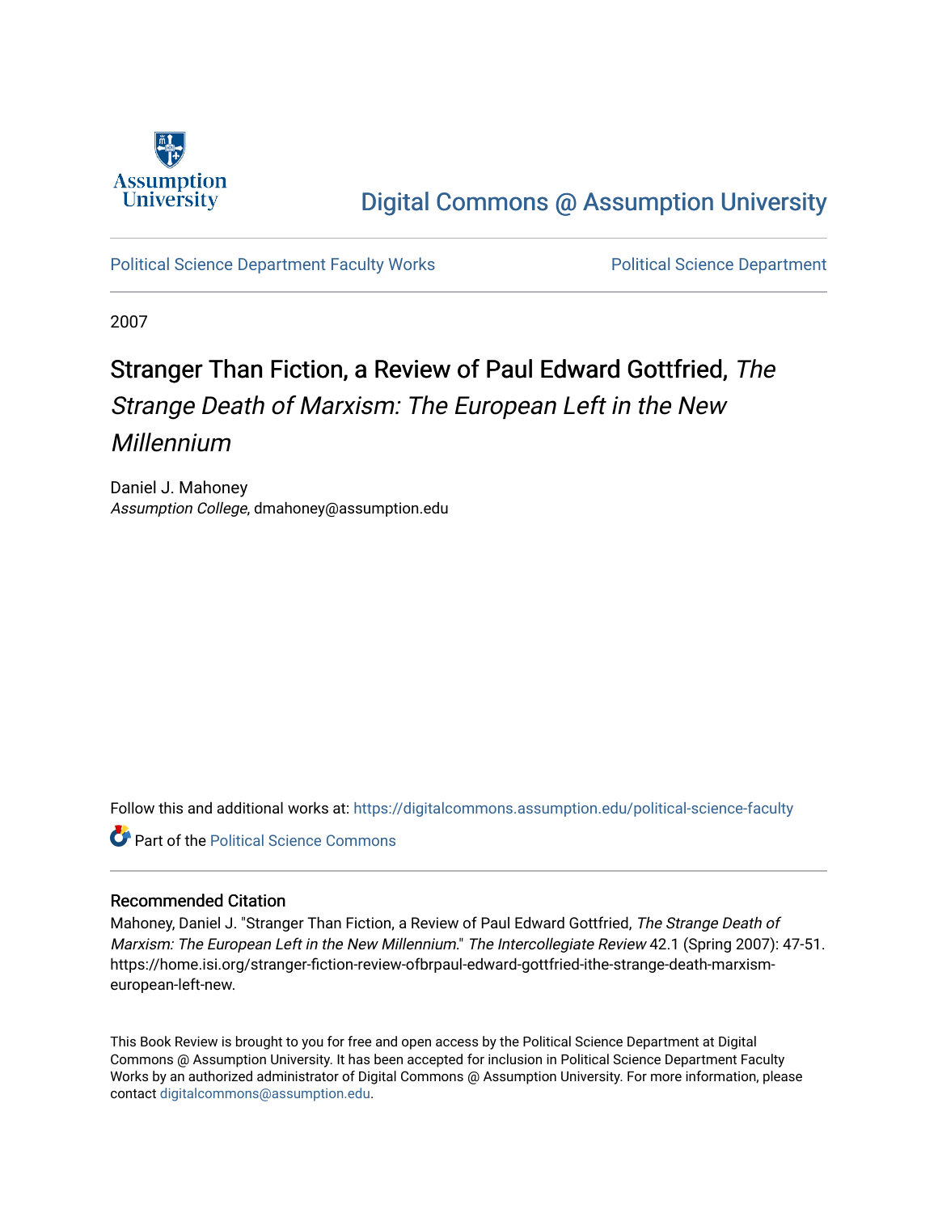Digital Commons @ Assumption University

Political Science Department Faculty Works

Political Science Department

2007

# Stranger Than Fiction, a Review of Paul Edward Gottfried, *The Strange Death of Marxism: The European Left in the New Millennium*

Daniel J. Mahoney
*Assumption College*, dmahoney@assumption.edu

Follow this and additional works at: https://digitalcommons.assumption.edu/political-science-faculty

Part of the Political Science Commons

## Recommended Citation

Mahoney, Daniel J. "Stranger Than Fiction, a Review of Paul Edward Gottfried, *The Strange Death of Marxism: The European Left in the New Millennium*." *The Intercollegiate Review* 42.1 (Spring 2007): 47-51. https://home.isi.org/stranger-fiction-review-ofbrpaul-edward-gottfried-ithe-strange-death-marxism-european-left-new.

This Book Review is brought to you for free and open access by the Political Science Department at Digital Commons @ Assumption University. It has been accepted for inclusion in Political Science Department Faculty Works by an authorized administrator of Digital Commons @ Assumption University. For more information, please contact digitalcommons@assumption.edu.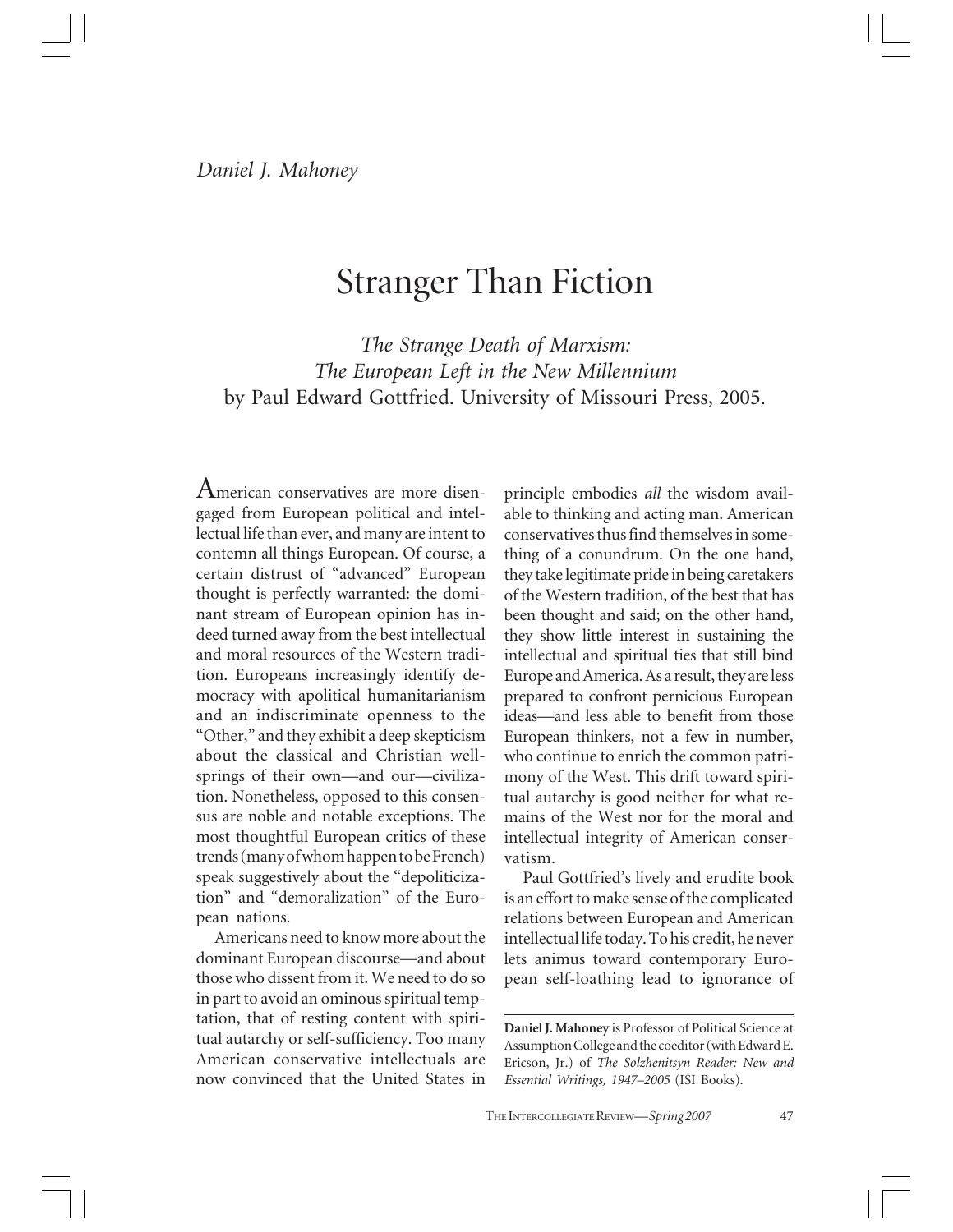*Daniel J. Mahoney*

# Stranger Than Fiction

*The Strange Death of Marxism: The European Left in the New Millennium*
by Paul Edward Gottfried. University of Missouri Press, 2005.

American conservatives are more disengaged from European political and intellectual life than ever, and many are intent to contemn all things European. Of course, a certain distrust of "advanced" European thought is perfectly warranted: the dominant stream of European opinion has indeed turned away from the best intellectual and moral resources of the Western tradition. Europeans increasingly identify democracy with apolitical humanitarianism and an indiscriminate openness to the "Other," and they exhibit a deep skepticism about the classical and Christian wellsprings of their own—and our—civilization. Nonetheless, opposed to this consensus are noble and notable exceptions. The most thoughtful European critics of these trends (many of whom happen to be French) speak suggestively about the "depoliticization" and "demoralization" of the European nations.

Americans need to know more about the dominant European discourse—and about those who dissent from it. We need to do so in part to avoid an ominous spiritual temptation, that of resting content with spiritual autarchy or self-sufficiency. Too many American conservative intellectuals are now convinced that the United States in principle embodies *all* the wisdom available to thinking and acting man. American conservatives thus find themselves in something of a conundrum. On the one hand, they take legitimate pride in being caretakers of the Western tradition, of the best that has been thought and said; on the other hand, they show little interest in sustaining the intellectual and spiritual ties that still bind Europe and America. As a result, they are less prepared to confront pernicious European ideas—and less able to benefit from those European thinkers, not a few in number, who continue to enrich the common patrimony of the West. This drift toward spiritual autarchy is good neither for what remains of the West nor for the moral and intellectual integrity of American conservatism.

Paul Gottfried's lively and erudite book is an effort to make sense of the complicated relations between European and American intellectual life today. To his credit, he never lets animus toward contemporary European self-loathing lead to ignorance of

**Daniel J. Mahoney** is Professor of Political Science at Assumption College and the coeditor (with Edward E. Ericson, Jr.) of *The Solzhenitsyn Reader: New and Essential Writings, 1947–2005* (ISI Books).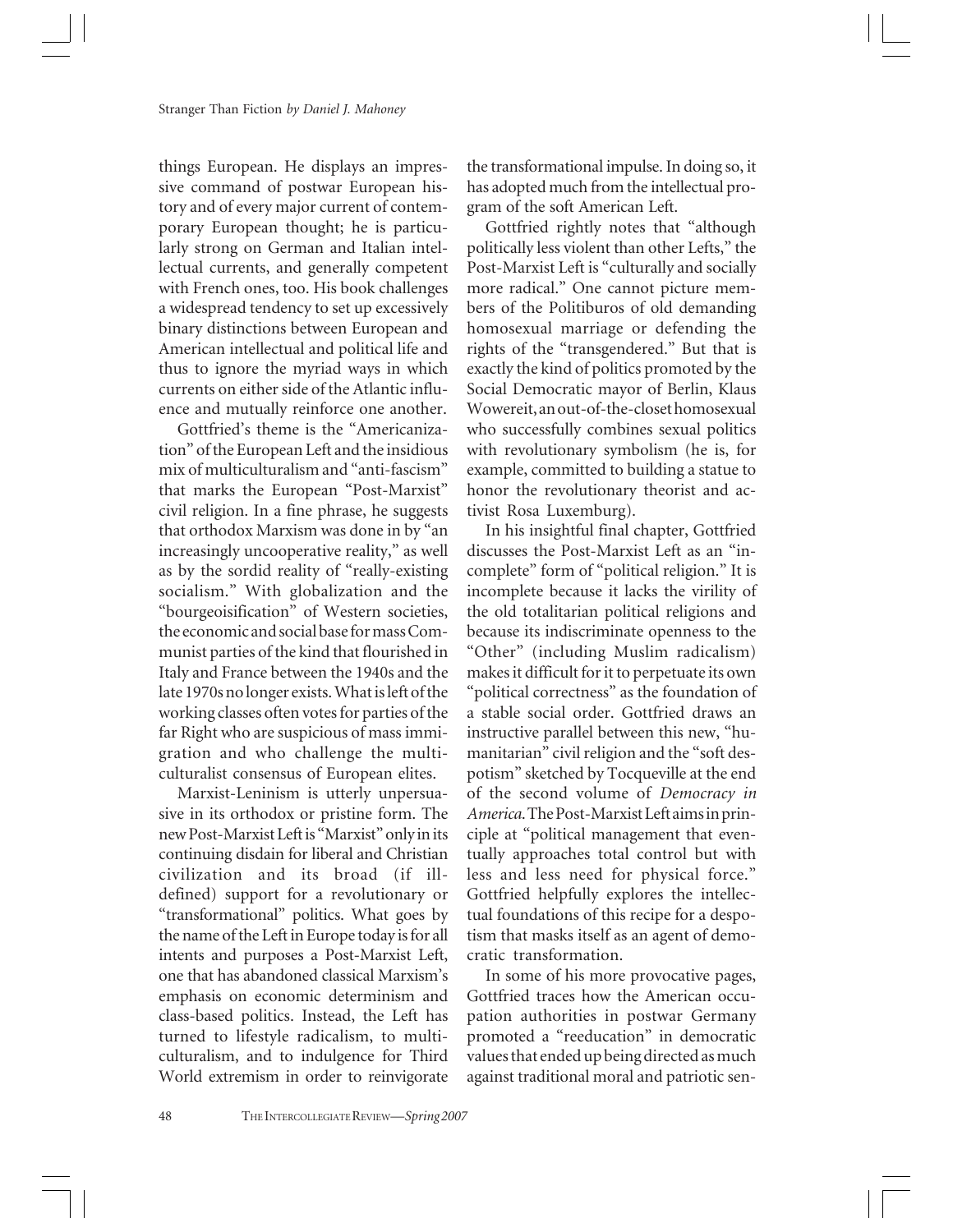things European. He displays an impressive command of postwar European history and of every major current of contemporary European thought; he is particularly strong on German and Italian intellectual currents, and generally competent with French ones, too. His book challenges a widespread tendency to set up excessively binary distinctions between European and American intellectual and political life and thus to ignore the myriad ways in which currents on either side of the Atlantic influence and mutually reinforce one another.

Gottfried's theme is the "Americanization" of the European Left and the insidious mix of multiculturalism and "anti-fascism" that marks the European "Post-Marxist" civil religion. In a fine phrase, he suggests that orthodox Marxism was done in by "an increasingly uncooperative reality," as well as by the sordid reality of "really-existing socialism." With globalization and the "bourgeoisification" of Western societies, the economic and social base for mass Communist parties of the kind that flourished in Italy and France between the 1940s and the late 1970s no longer exists. What is left of the working classes often votes for parties of the far Right who are suspicious of mass immigration and who challenge the multiculturalist consensus of European elites.

Marxist-Leninism is utterly unpersuasive in its orthodox or pristine form. The new Post-Marxist Left is "Marxist" only in its continuing disdain for liberal and Christian civilization and its broad (if ill-defined) support for a revolutionary or "transformational" politics. What goes by the name of the Left in Europe today is for all intents and purposes a Post-Marxist Left, one that has abandoned classical Marxism's emphasis on economic determinism and class-based politics. Instead, the Left has turned to lifestyle radicalism, to multiculturalism, and to indulgence for Third World extremism in order to reinvigorate the transformational impulse. In doing so, it has adopted much from the intellectual program of the soft American Left.

Gottfried rightly notes that "although politically less violent than other Lefts," the Post-Marxist Left is "culturally and socially more radical." One cannot picture members of the Politiburos of old demanding homosexual marriage or defending the rights of the "transgendered." But that is exactly the kind of politics promoted by the Social Democratic mayor of Berlin, Klaus Wowereit, an out-of-the-closet homosexual who successfully combines sexual politics with revolutionary symbolism (he is, for example, committed to building a statue to honor the revolutionary theorist and activist Rosa Luxemburg).

In his insightful final chapter, Gottfried discusses the Post-Marxist Left as an "incomplete" form of "political religion." It is incomplete because it lacks the virility of the old totalitarian political religions and because its indiscriminate openness to the "Other" (including Muslim radicalism) makes it difficult for it to perpetuate its own "political correctness" as the foundation of a stable social order. Gottfried draws an instructive parallel between this new, "humanitarian" civil religion and the "soft despotism" sketched by Tocqueville at the end of the second volume of *Democracy in America*. The Post-Marxist Left aims in principle at "political management that eventually approaches total control but with less and less need for physical force." Gottfried helpfully explores the intellectual foundations of this recipe for a despotism that masks itself as an agent of democratic transformation.

In some of his more provocative pages, Gottfried traces how the American occupation authorities in postwar Germany promoted a "reeducation" in democratic values that ended up being directed as much against traditional moral and patriotic sen-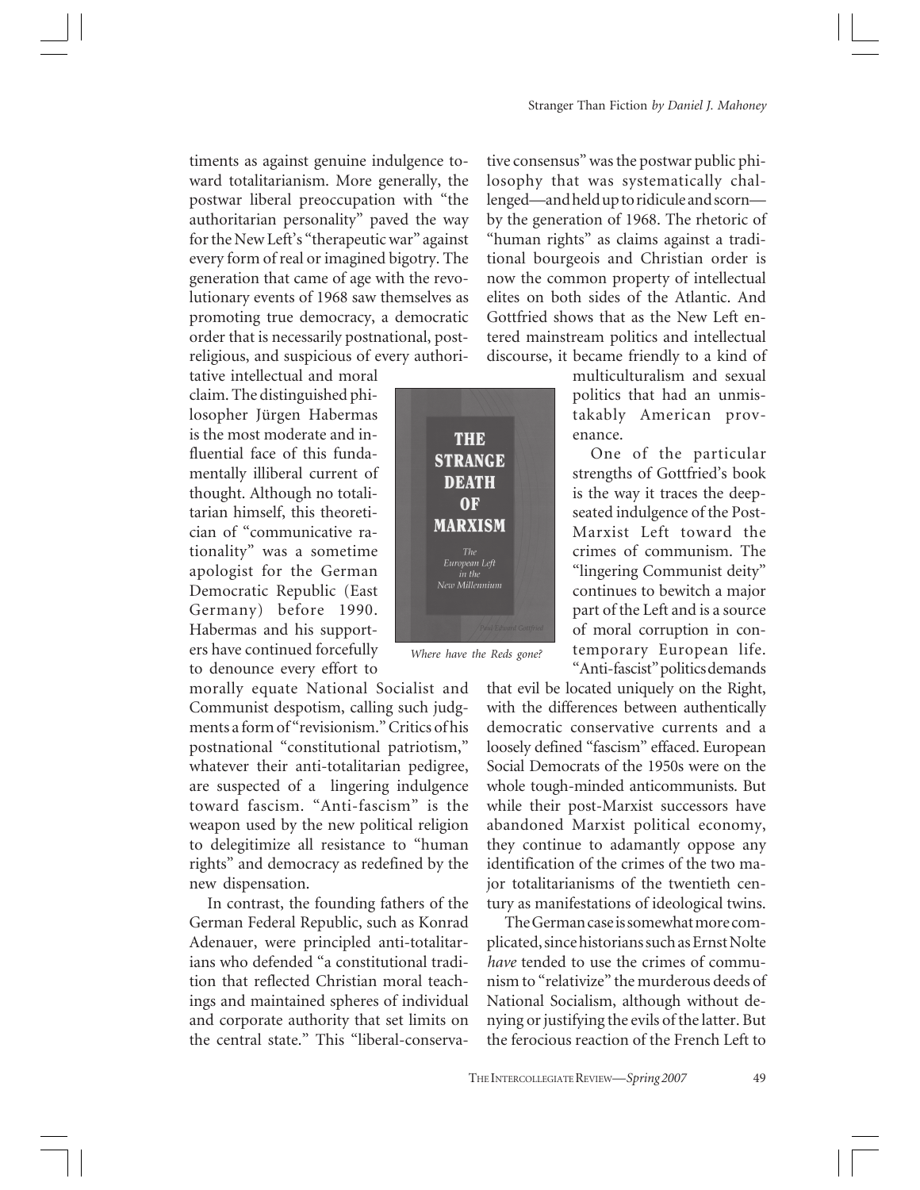timents as against genuine indulgence toward totalitarianism. More generally, the postwar liberal preoccupation with "the authoritarian personality" paved the way for the New Left's "therapeutic war" against every form of real or imagined bigotry. The generation that came of age with the revolutionary events of 1968 saw themselves as promoting true democracy, a democratic order that is necessarily postnational, postreligious, and suspicious of every authoritative intellectual and moral claim. The distinguished philosopher Jürgen Habermas is the most moderate and influential face of this fundamentally illiberal current of thought. Although no totalitarian himself, this theoretician of "communicative rationality" was a sometime apologist for the German Democratic Republic (East Germany) before 1990. Habermas and his supporters have continued forcefully to denounce every effort to morally equate National Socialist and Communist despotism, calling such judgments a form of "revisionism." Critics of his postnational "constitutional patriotism," whatever their anti-totalitarian pedigree, are suspected of a lingering indulgence toward fascism. "Anti-fascism" is the weapon used by the new political religion to delegitimize all resistance to "human rights" and democracy as redefined by the new dispensation.

*Where have the Reds gone?*

In contrast, the founding fathers of the German Federal Republic, such as Konrad Adenauer, were principled anti-totalitarians who defended "a constitutional tradition that reflected Christian moral teachings and maintained spheres of individual and corporate authority that set limits on the central state." This "liberal-conservative consensus" was the postwar public philosophy that was systematically challenged—and held up to ridicule and scorn—by the generation of 1968. The rhetoric of "human rights" as claims against a traditional bourgeois and Christian order is now the common property of intellectual elites on both sides of the Atlantic. And Gottfried shows that as the New Left entered mainstream politics and intellectual discourse, it became friendly to a kind of multiculturalism and sexual politics that had an unmistakably American provenance.

One of the particular strengths of Gottfried's book is the way it traces the deep-seated indulgence of the Post-Marxist Left toward the crimes of communism. The "lingering Communist deity" continues to bewitch a major part of the Left and is a source of moral corruption in contemporary European life. "Anti-fascist" politics demands that evil be located uniquely on the Right, with the differences between authentically democratic conservative currents and a loosely defined "fascism" effaced. European Social Democrats of the 1950s were on the whole tough-minded anticommunists. But while their post-Marxist successors have abandoned Marxist political economy, they continue to adamantly oppose any identification of the crimes of the two major totalitarianisms of the twentieth century as manifestations of ideological twins.

The German case is somewhat more complicated, since historians such as Ernst Nolte *have* tended to use the crimes of communism to "relativize" the murderous deeds of National Socialism, although without denying or justifying the evils of the latter. But the ferocious reaction of the French Left to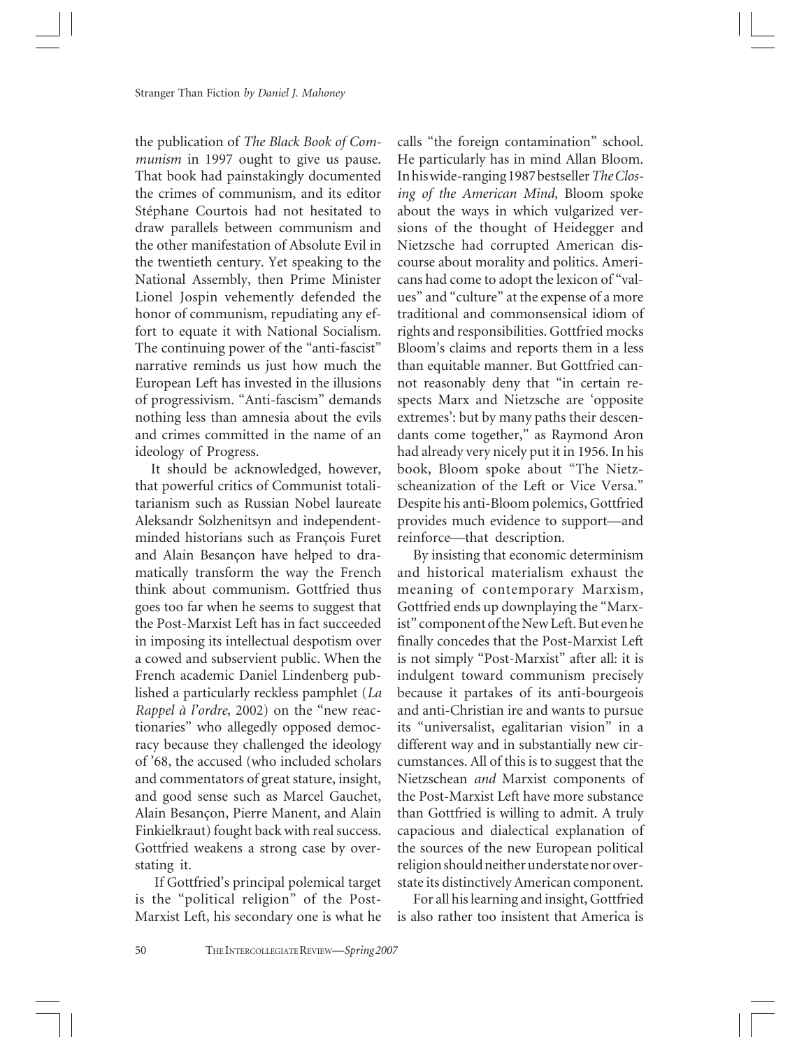the publication of *The Black Book of Communism* in 1997 ought to give us pause. That book had painstakingly documented the crimes of communism, and its editor Stéphane Courtois had not hesitated to draw parallels between communism and the other manifestation of Absolute Evil in the twentieth century. Yet speaking to the National Assembly, then Prime Minister Lionel Jospin vehemently defended the honor of communism, repudiating any effort to equate it with National Socialism. The continuing power of the "anti-fascist" narrative reminds us just how much the European Left has invested in the illusions of progressivism. "Anti-fascism" demands nothing less than amnesia about the evils and crimes committed in the name of an ideology of Progress.

It should be acknowledged, however, that powerful critics of Communist totalitarianism such as Russian Nobel laureate Aleksandr Solzhenitsyn and independent-minded historians such as François Furet and Alain Besançon have helped to dramatically transform the way the French think about communism. Gottfried thus goes too far when he seems to suggest that the Post-Marxist Left has in fact succeeded in imposing its intellectual despotism over a cowed and subservient public. When the French academic Daniel Lindenberg published a particularly reckless pamphlet (*La Rappel à l'ordre*, 2002) on the "new reactionaries" who allegedly opposed democracy because they challenged the ideology of '68, the accused (who included scholars and commentators of great stature, insight, and good sense such as Marcel Gauchet, Alain Besançon, Pierre Manent, and Alain Finkielkraut) fought back with real success. Gottfried weakens a strong case by overstating it.

If Gottfried's principal polemical target is the "political religion" of the Post-Marxist Left, his secondary one is what he calls "the foreign contamination" school. He particularly has in mind Allan Bloom. In his wide-ranging 1987 bestseller *The Closing of the American Mind*, Bloom spoke about the ways in which vulgarized versions of the thought of Heidegger and Nietzsche had corrupted American discourse about morality and politics. Americans had come to adopt the lexicon of "values" and "culture" at the expense of a more traditional and commonsensical idiom of rights and responsibilities. Gottfried mocks Bloom's claims and reports them in a less than equitable manner. But Gottfried cannot reasonably deny that "in certain respects Marx and Nietzsche are 'opposite extremes': but by many paths their descendants come together," as Raymond Aron had already very nicely put it in 1956. In his book, Bloom spoke about "The Nietzscheanization of the Left or Vice Versa." Despite his anti-Bloom polemics, Gottfried provides much evidence to support—and reinforce—that description.

By insisting that economic determinism and historical materialism exhaust the meaning of contemporary Marxism, Gottfried ends up downplaying the "Marxist" component of the New Left. But even he finally concedes that the Post-Marxist Left is not simply "Post-Marxist" after all: it is indulgent toward communism precisely because it partakes of its anti-bourgeois and anti-Christian ire and wants to pursue its "universalist, egalitarian vision" in a different way and in substantially new circumstances. All of this is to suggest that the Nietzschean *and* Marxist components of the Post-Marxist Left have more substance than Gottfried is willing to admit. A truly capacious and dialectical explanation of the sources of the new European political religion should neither understate nor overstate its distinctively American component.

For all his learning and insight, Gottfried is also rather too insistent that America is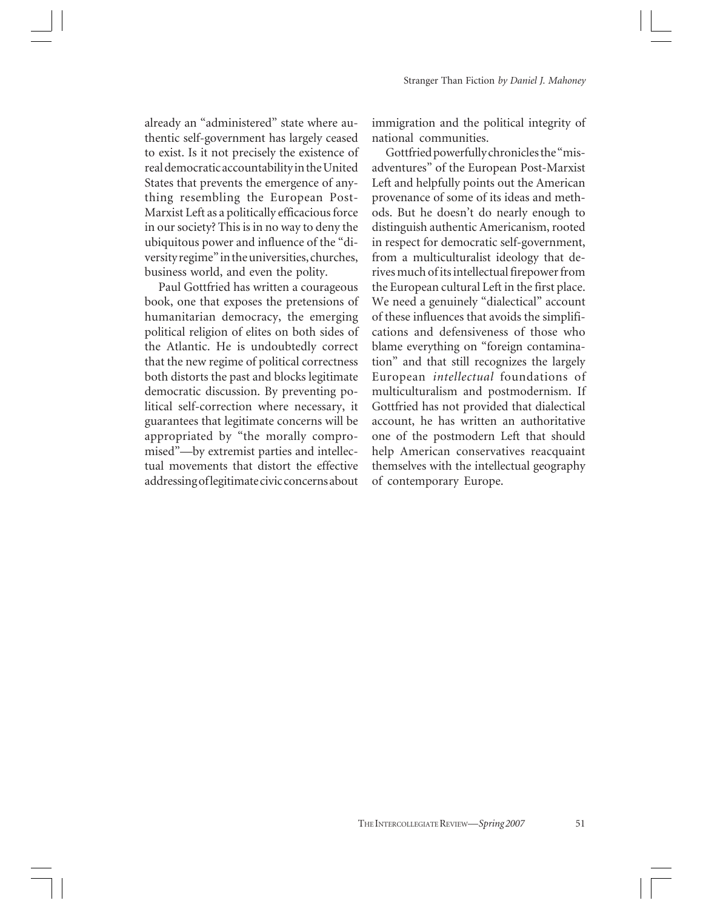already an "administered" state where authentic self-government has largely ceased to exist. Is it not precisely the existence of real democratic accountability in the United States that prevents the emergence of anything resembling the European Post-Marxist Left as a politically efficacious force in our society? This is in no way to deny the ubiquitous power and influence of the "diversity regime" in the universities, churches, business world, and even the polity.

Paul Gottfried has written a courageous book, one that exposes the pretensions of humanitarian democracy, the emerging political religion of elites on both sides of the Atlantic. He is undoubtedly correct that the new regime of political correctness both distorts the past and blocks legitimate democratic discussion. By preventing political self-correction where necessary, it guarantees that legitimate concerns will be appropriated by "the morally compromised"—by extremist parties and intellectual movements that distort the effective addressing of legitimate civic concerns about immigration and the political integrity of national communities.

Gottfried powerfully chronicles the "misadventures" of the European Post-Marxist Left and helpfully points out the American provenance of some of its ideas and methods. But he doesn't do nearly enough to distinguish authentic Americanism, rooted in respect for democratic self-government, from a multiculturalist ideology that derives much of its intellectual firepower from the European cultural Left in the first place. We need a genuinely "dialectical" account of these influences that avoids the simplifications and defensiveness of those who blame everything on "foreign contamination" and that still recognizes the largely European *intellectual* foundations of multiculturalism and postmodernism. If Gottfried has not provided that dialectical account, he has written an authoritative one of the postmodern Left that should help American conservatives reacquaint themselves with the intellectual geography of contemporary Europe.